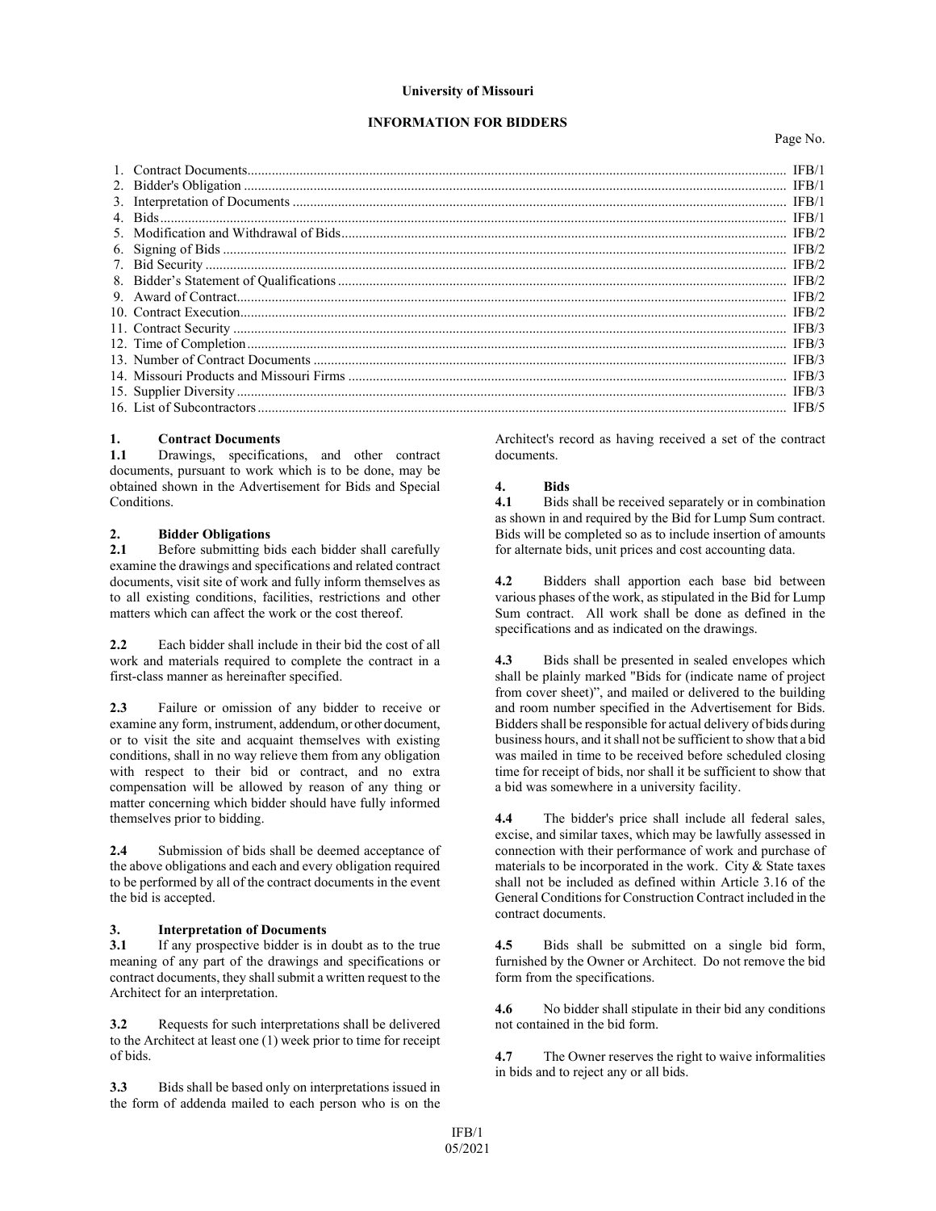**University of Missouri**

**INFORMATION FOR BIDDERS**

| | Page No. |
|---|---|
| 1. Contract Documents | IFB/1 |
| 2. Bidder's Obligation | IFB/1 |
| 3. Interpretation of Documents | IFB/1 |
| 4. Bids | IFB/1 |
| 5. Modification and Withdrawal of Bids | IFB/2 |
| 6. Signing of Bids | IFB/2 |
| 7. Bid Security | IFB/2 |
| 8. Bidder's Statement of Qualifications | IFB/2 |
| 9. Award of Contract | IFB/2 |
| 10. Contract Execution | IFB/2 |
| 11. Contract Security | IFB/3 |
| 12. Time of Completion | IFB/3 |
| 13. Number of Contract Documents | IFB/3 |
| 14. Missouri Products and Missouri Firms | IFB/3 |
| 15. Supplier Diversity | IFB/3 |
| 16. List of Subcontractors | IFB/5 |

### 1. Contract Documents

**1.1** Drawings, specifications, and other contract documents, pursuant to work which is to be done, may be obtained shown in the Advertisement for Bids and Special Conditions.

### 2. Bidder Obligations

**2.1** Before submitting bids each bidder shall carefully examine the drawings and specifications and related contract documents, visit site of work and fully inform themselves as to all existing conditions, facilities, restrictions and other matters which can affect the work or the cost thereof.

**2.2** Each bidder shall include in their bid the cost of all work and materials required to complete the contract in a first-class manner as hereinafter specified.

**2.3** Failure or omission of any bidder to receive or examine any form, instrument, addendum, or other document, or to visit the site and acquaint themselves with existing conditions, shall in no way relieve them from any obligation with respect to their bid or contract, and no extra compensation will be allowed by reason of any thing or matter concerning which bidder should have fully informed themselves prior to bidding.

**2.4** Submission of bids shall be deemed acceptance of the above obligations and each and every obligation required to be performed by all of the contract documents in the event the bid is accepted.

### 3. Interpretation of Documents

**3.1** If any prospective bidder is in doubt as to the true meaning of any part of the drawings and specifications or contract documents, they shall submit a written request to the Architect for an interpretation.

**3.2** Requests for such interpretations shall be delivered to the Architect at least one (1) week prior to time for receipt of bids.

**3.3** Bids shall be based only on interpretations issued in the form of addenda mailed to each person who is on the Architect's record as having received a set of the contract documents.

### 4. Bids

**4.1** Bids shall be received separately or in combination as shown in and required by the Bid for Lump Sum contract. Bids will be completed so as to include insertion of amounts for alternate bids, unit prices and cost accounting data.

**4.2** Bidders shall apportion each base bid between various phases of the work, as stipulated in the Bid for Lump Sum contract. All work shall be done as defined in the specifications and as indicated on the drawings.

**4.3** Bids shall be presented in sealed envelopes which shall be plainly marked "Bids for (indicate name of project from cover sheet)", and mailed or delivered to the building and room number specified in the Advertisement for Bids. Bidders shall be responsible for actual delivery of bids during business hours, and it shall not be sufficient to show that a bid was mailed in time to be received before scheduled closing time for receipt of bids, nor shall it be sufficient to show that a bid was somewhere in a university facility.

**4.4** The bidder's price shall include all federal sales, excise, and similar taxes, which may be lawfully assessed in connection with their performance of work and purchase of materials to be incorporated in the work. City & State taxes shall not be included as defined within Article 3.16 of the General Conditions for Construction Contract included in the contract documents.

**4.5** Bids shall be submitted on a single bid form, furnished by the Owner or Architect. Do not remove the bid form from the specifications.

**4.6** No bidder shall stipulate in their bid any conditions not contained in the bid form.

**4.7** The Owner reserves the right to waive informalities in bids and to reject any or all bids.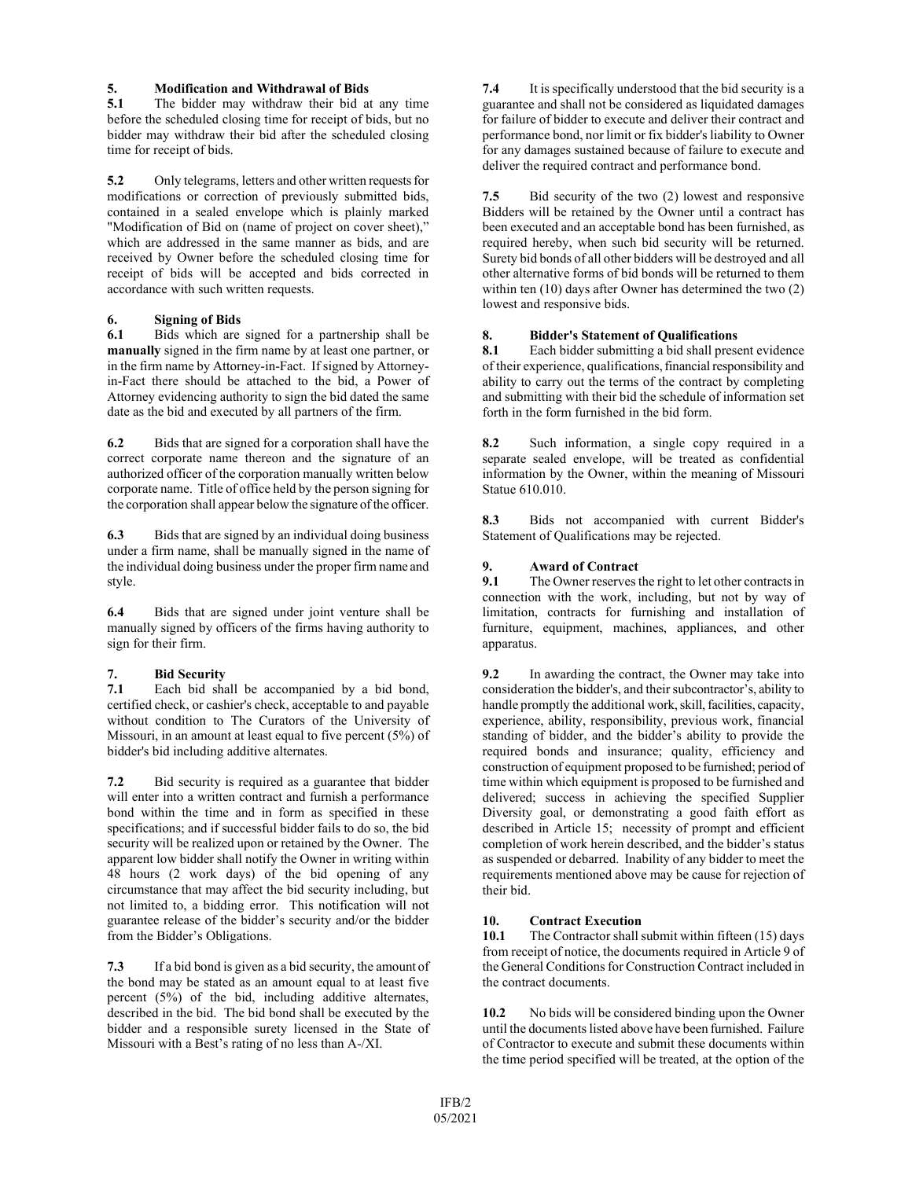## 5. Modification and Withdrawal of Bids

**5.1** The bidder may withdraw their bid at any time before the scheduled closing time for receipt of bids, but no bidder may withdraw their bid after the scheduled closing time for receipt of bids.

**5.2** Only telegrams, letters and other written requests for modifications or correction of previously submitted bids, contained in a sealed envelope which is plainly marked "Modification of Bid on (name of project on cover sheet)," which are addressed in the same manner as bids, and are received by Owner before the scheduled closing time for receipt of bids will be accepted and bids corrected in accordance with such written requests.

## 6. Signing of Bids

**6.1** Bids which are signed for a partnership shall be **manually** signed in the firm name by at least one partner, or in the firm name by Attorney-in-Fact. If signed by Attorney-in-Fact there should be attached to the bid, a Power of Attorney evidencing authority to sign the bid dated the same date as the bid and executed by all partners of the firm.

**6.2** Bids that are signed for a corporation shall have the correct corporate name thereon and the signature of an authorized officer of the corporation manually written below corporate name. Title of office held by the person signing for the corporation shall appear below the signature of the officer.

**6.3** Bids that are signed by an individual doing business under a firm name, shall be manually signed in the name of the individual doing business under the proper firm name and style.

**6.4** Bids that are signed under joint venture shall be manually signed by officers of the firms having authority to sign for their firm.

## 7. Bid Security

**7.1** Each bid shall be accompanied by a bid bond, certified check, or cashier's check, acceptable to and payable without condition to The Curators of the University of Missouri, in an amount at least equal to five percent (5%) of bidder's bid including additive alternates.

**7.2** Bid security is required as a guarantee that bidder will enter into a written contract and furnish a performance bond within the time and in form as specified in these specifications; and if successful bidder fails to do so, the bid security will be realized upon or retained by the Owner. The apparent low bidder shall notify the Owner in writing within 48 hours (2 work days) of the bid opening of any circumstance that may affect the bid security including, but not limited to, a bidding error. This notification will not guarantee release of the bidder's security and/or the bidder from the Bidder's Obligations.

**7.3** If a bid bond is given as a bid security, the amount of the bond may be stated as an amount equal to at least five percent (5%) of the bid, including additive alternates, described in the bid. The bid bond shall be executed by the bidder and a responsible surety licensed in the State of Missouri with a Best's rating of no less than A-/XI.

**7.4** It is specifically understood that the bid security is a guarantee and shall not be considered as liquidated damages for failure of bidder to execute and deliver their contract and performance bond, nor limit or fix bidder's liability to Owner for any damages sustained because of failure to execute and deliver the required contract and performance bond.

**7.5** Bid security of the two (2) lowest and responsive Bidders will be retained by the Owner until a contract has been executed and an acceptable bond has been furnished, as required hereby, when such bid security will be returned. Surety bid bonds of all other bidders will be destroyed and all other alternative forms of bid bonds will be returned to them within ten (10) days after Owner has determined the two (2) lowest and responsive bids.

## 8. Bidder's Statement of Qualifications

**8.1** Each bidder submitting a bid shall present evidence of their experience, qualifications, financial responsibility and ability to carry out the terms of the contract by completing and submitting with their bid the schedule of information set forth in the form furnished in the bid form.

**8.2** Such information, a single copy required in a separate sealed envelope, will be treated as confidential information by the Owner, within the meaning of Missouri Statue 610.010.

**8.3** Bids not accompanied with current Bidder's Statement of Qualifications may be rejected.

## 9. Award of Contract

**9.1** The Owner reserves the right to let other contracts in connection with the work, including, but not by way of limitation, contracts for furnishing and installation of furniture, equipment, machines, appliances, and other apparatus.

**9.2** In awarding the contract, the Owner may take into consideration the bidder's, and their subcontractor's, ability to handle promptly the additional work, skill, facilities, capacity, experience, ability, responsibility, previous work, financial standing of bidder, and the bidder's ability to provide the required bonds and insurance; quality, efficiency and construction of equipment proposed to be furnished; period of time within which equipment is proposed to be furnished and delivered; success in achieving the specified Supplier Diversity goal, or demonstrating a good faith effort as described in Article 15; necessity of prompt and efficient completion of work herein described, and the bidder's status as suspended or debarred. Inability of any bidder to meet the requirements mentioned above may be cause for rejection of their bid.

## 10. Contract Execution

**10.1** The Contractor shall submit within fifteen (15) days from receipt of notice, the documents required in Article 9 of the General Conditions for Construction Contract included in the contract documents.

**10.2** No bids will be considered binding upon the Owner until the documents listed above have been furnished. Failure of Contractor to execute and submit these documents within the time period specified will be treated, at the option of the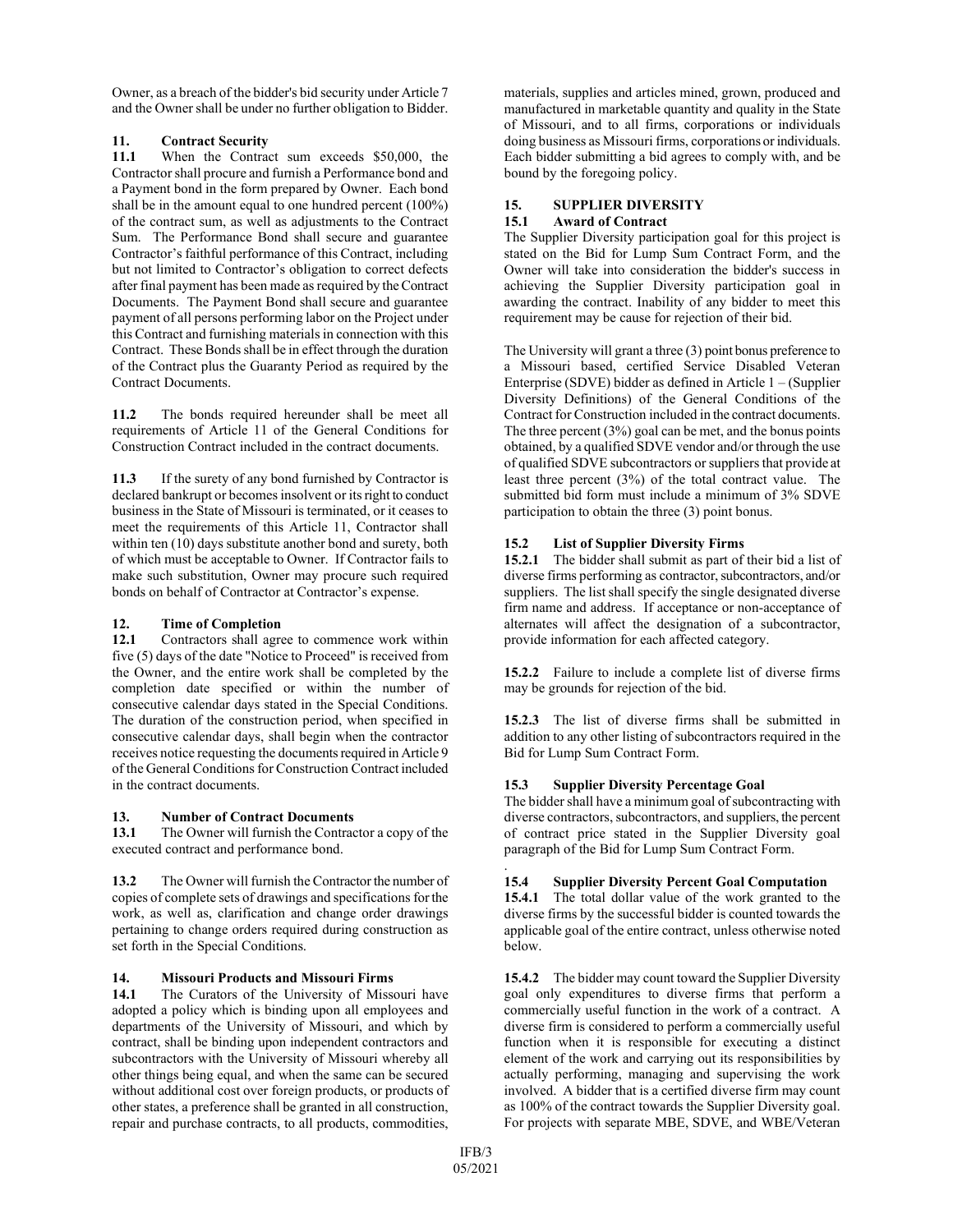Owner, as a breach of the bidder's bid security under Article 7 and the Owner shall be under no further obligation to Bidder.

**11. Contract Security**

**11.1** When the Contract sum exceeds $50,000, the Contractor shall procure and furnish a Performance bond and a Payment bond in the form prepared by Owner. Each bond shall be in the amount equal to one hundred percent (100%) of the contract sum, as well as adjustments to the Contract Sum. The Performance Bond shall secure and guarantee Contractor's faithful performance of this Contract, including but not limited to Contractor's obligation to correct defects after final payment has been made as required by the Contract Documents. The Payment Bond shall secure and guarantee payment of all persons performing labor on the Project under this Contract and furnishing materials in connection with this Contract. These Bonds shall be in effect through the duration of the Contract plus the Guaranty Period as required by the Contract Documents.

**11.2** The bonds required hereunder shall be meet all requirements of Article 11 of the General Conditions for Construction Contract included in the contract documents.

**11.3** If the surety of any bond furnished by Contractor is declared bankrupt or becomes insolvent or its right to conduct business in the State of Missouri is terminated, or it ceases to meet the requirements of this Article 11, Contractor shall within ten (10) days substitute another bond and surety, both of which must be acceptable to Owner. If Contractor fails to make such substitution, Owner may procure such required bonds on behalf of Contractor at Contractor's expense.

**12. Time of Completion**

**12.1** Contractors shall agree to commence work within five (5) days of the date "Notice to Proceed" is received from the Owner, and the entire work shall be completed by the completion date specified or within the number of consecutive calendar days stated in the Special Conditions. The duration of the construction period, when specified in consecutive calendar days, shall begin when the contractor receives notice requesting the documents required in Article 9 of the General Conditions for Construction Contract included in the contract documents.

**13. Number of Contract Documents**

**13.1** The Owner will furnish the Contractor a copy of the executed contract and performance bond.

**13.2** The Owner will furnish the Contractor the number of copies of complete sets of drawings and specifications for the work, as well as, clarification and change order drawings pertaining to change orders required during construction as set forth in the Special Conditions.

**14. Missouri Products and Missouri Firms**

**14.1** The Curators of the University of Missouri have adopted a policy which is binding upon all employees and departments of the University of Missouri, and which by contract, shall be binding upon independent contractors and subcontractors with the University of Missouri whereby all other things being equal, and when the same can be secured without additional cost over foreign products, or products of other states, a preference shall be granted in all construction, repair and purchase contracts, to all products, commodities, materials, supplies and articles mined, grown, produced and manufactured in marketable quantity and quality in the State of Missouri, and to all firms, corporations or individuals doing business as Missouri firms, corporations or individuals. Each bidder submitting a bid agrees to comply with, and be bound by the foregoing policy.

**15. SUPPLIER DIVERSITY**

**15.1 Award of Contract**

The Supplier Diversity participation goal for this project is stated on the Bid for Lump Sum Contract Form, and the Owner will take into consideration the bidder's success in achieving the Supplier Diversity participation goal in awarding the contract. Inability of any bidder to meet this requirement may be cause for rejection of their bid.

The University will grant a three (3) point bonus preference to a Missouri based, certified Service Disabled Veteran Enterprise (SDVE) bidder as defined in Article 1 – (Supplier Diversity Definitions) of the General Conditions of the Contract for Construction included in the contract documents. The three percent (3%) goal can be met, and the bonus points obtained, by a qualified SDVE vendor and/or through the use of qualified SDVE subcontractors or suppliers that provide at least three percent (3%) of the total contract value. The submitted bid form must include a minimum of 3% SDVE participation to obtain the three (3) point bonus.

**15.2 List of Supplier Diversity Firms**

**15.2.1** The bidder shall submit as part of their bid a list of diverse firms performing as contractor, subcontractors, and/or suppliers. The list shall specify the single designated diverse firm name and address. If acceptance or non-acceptance of alternates will affect the designation of a subcontractor, provide information for each affected category.

**15.2.2** Failure to include a complete list of diverse firms may be grounds for rejection of the bid.

**15.2.3** The list of diverse firms shall be submitted in addition to any other listing of subcontractors required in the Bid for Lump Sum Contract Form.

**15.3 Supplier Diversity Percentage Goal**

The bidder shall have a minimum goal of subcontracting with diverse contractors, subcontractors, and suppliers, the percent of contract price stated in the Supplier Diversity goal paragraph of the Bid for Lump Sum Contract Form.

**15.4 Supplier Diversity Percent Goal Computation**

**15.4.1** The total dollar value of the work granted to the diverse firms by the successful bidder is counted towards the applicable goal of the entire contract, unless otherwise noted below.

**15.4.2** The bidder may count toward the Supplier Diversity goal only expenditures to diverse firms that perform a commercially useful function in the work of a contract. A diverse firm is considered to perform a commercially useful function when it is responsible for executing a distinct element of the work and carrying out its responsibilities by actually performing, managing and supervising the work involved. A bidder that is a certified diverse firm may count as 100% of the contract towards the Supplier Diversity goal. For projects with separate MBE, SDVE, and WBE/Veteran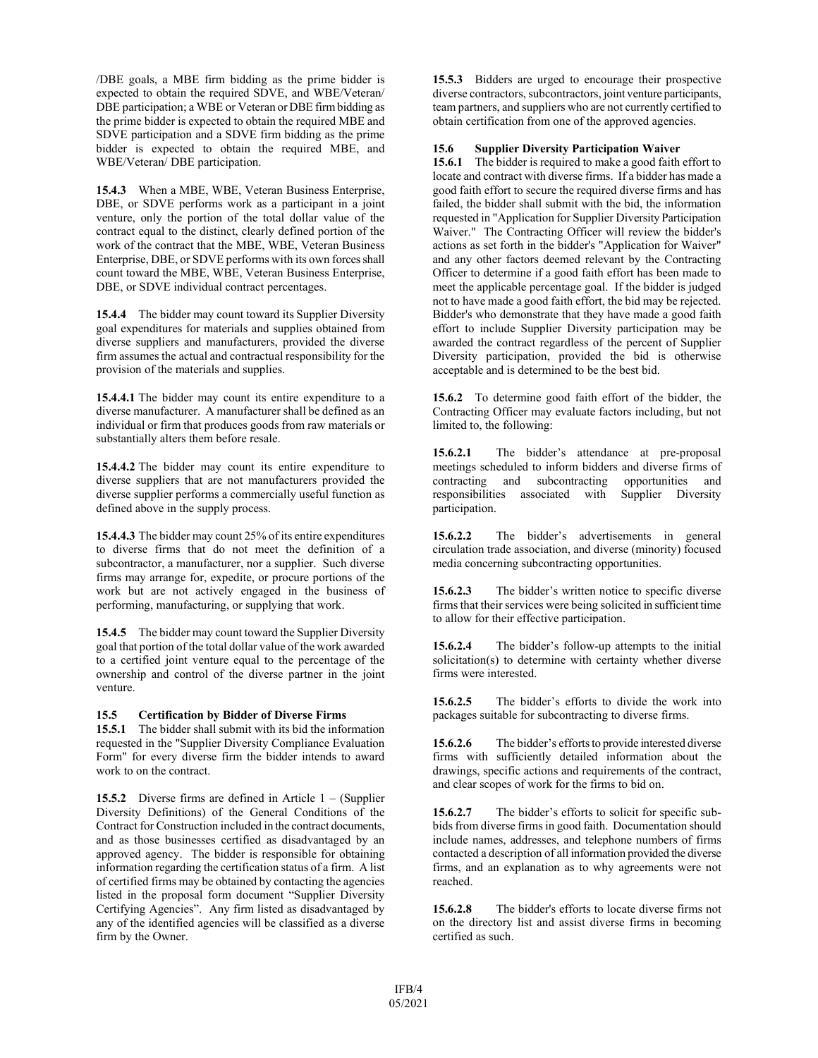/DBE goals, a MBE firm bidding as the prime bidder is expected to obtain the required SDVE, and WBE/Veteran/ DBE participation; a WBE or Veteran or DBE firm bidding as the prime bidder is expected to obtain the required MBE and SDVE participation and a SDVE firm bidding as the prime bidder is expected to obtain the required MBE, and WBE/Veteran/ DBE participation.

**15.4.3** When a MBE, WBE, Veteran Business Enterprise, DBE, or SDVE performs work as a participant in a joint venture, only the portion of the total dollar value of the contract equal to the distinct, clearly defined portion of the work of the contract that the MBE, WBE, Veteran Business Enterprise, DBE, or SDVE performs with its own forces shall count toward the MBE, WBE, Veteran Business Enterprise, DBE, or SDVE individual contract percentages.

**15.4.4** The bidder may count toward its Supplier Diversity goal expenditures for materials and supplies obtained from diverse suppliers and manufacturers, provided the diverse firm assumes the actual and contractual responsibility for the provision of the materials and supplies.

**15.4.4.1** The bidder may count its entire expenditure to a diverse manufacturer. A manufacturer shall be defined as an individual or firm that produces goods from raw materials or substantially alters them before resale.

**15.4.4.2** The bidder may count its entire expenditure to diverse suppliers that are not manufacturers provided the diverse supplier performs a commercially useful function as defined above in the supply process.

**15.4.4.3** The bidder may count 25% of its entire expenditures to diverse firms that do not meet the definition of a subcontractor, a manufacturer, nor a supplier. Such diverse firms may arrange for, expedite, or procure portions of the work but are not actively engaged in the business of performing, manufacturing, or supplying that work.

**15.4.5** The bidder may count toward the Supplier Diversity goal that portion of the total dollar value of the work awarded to a certified joint venture equal to the percentage of the ownership and control of the diverse partner in the joint venture.

### 15.5 Certification by Bidder of Diverse Firms

**15.5.1** The bidder shall submit with its bid the information requested in the "Supplier Diversity Compliance Evaluation Form" for every diverse firm the bidder intends to award work to on the contract.

**15.5.2** Diverse firms are defined in Article 1 – (Supplier Diversity Definitions) of the General Conditions of the Contract for Construction included in the contract documents, and as those businesses certified as disadvantaged by an approved agency. The bidder is responsible for obtaining information regarding the certification status of a firm. A list of certified firms may be obtained by contacting the agencies listed in the proposal form document "Supplier Diversity Certifying Agencies". Any firm listed as disadvantaged by any of the identified agencies will be classified as a diverse firm by the Owner.

**15.5.3** Bidders are urged to encourage their prospective diverse contractors, subcontractors, joint venture participants, team partners, and suppliers who are not currently certified to obtain certification from one of the approved agencies.

### 15.6 Supplier Diversity Participation Waiver

**15.6.1** The bidder is required to make a good faith effort to locate and contract with diverse firms. If a bidder has made a good faith effort to secure the required diverse firms and has failed, the bidder shall submit with the bid, the information requested in "Application for Supplier Diversity Participation Waiver." The Contracting Officer will review the bidder's actions as set forth in the bidder's "Application for Waiver" and any other factors deemed relevant by the Contracting Officer to determine if a good faith effort has been made to meet the applicable percentage goal. If the bidder is judged not to have made a good faith effort, the bid may be rejected. Bidder's who demonstrate that they have made a good faith effort to include Supplier Diversity participation may be awarded the contract regardless of the percent of Supplier Diversity participation, provided the bid is otherwise acceptable and is determined to be the best bid.

**15.6.2** To determine good faith effort of the bidder, the Contracting Officer may evaluate factors including, but not limited to, the following:

**15.6.2.1** The bidder's attendance at pre-proposal meetings scheduled to inform bidders and diverse firms of contracting and subcontracting opportunities and responsibilities associated with Supplier Diversity participation.

**15.6.2.2** The bidder's advertisements in general circulation trade association, and diverse (minority) focused media concerning subcontracting opportunities.

**15.6.2.3** The bidder's written notice to specific diverse firms that their services were being solicited in sufficient time to allow for their effective participation.

**15.6.2.4** The bidder's follow-up attempts to the initial solicitation(s) to determine with certainty whether diverse firms were interested.

**15.6.2.5** The bidder's efforts to divide the work into packages suitable for subcontracting to diverse firms.

**15.6.2.6** The bidder's efforts to provide interested diverse firms with sufficiently detailed information about the drawings, specific actions and requirements of the contract, and clear scopes of work for the firms to bid on.

**15.6.2.7** The bidder's efforts to solicit for specific sub-bids from diverse firms in good faith. Documentation should include names, addresses, and telephone numbers of firms contacted a description of all information provided the diverse firms, and an explanation as to why agreements were not reached.

**15.6.2.8** The bidder's efforts to locate diverse firms not on the directory list and assist diverse firms in becoming certified as such.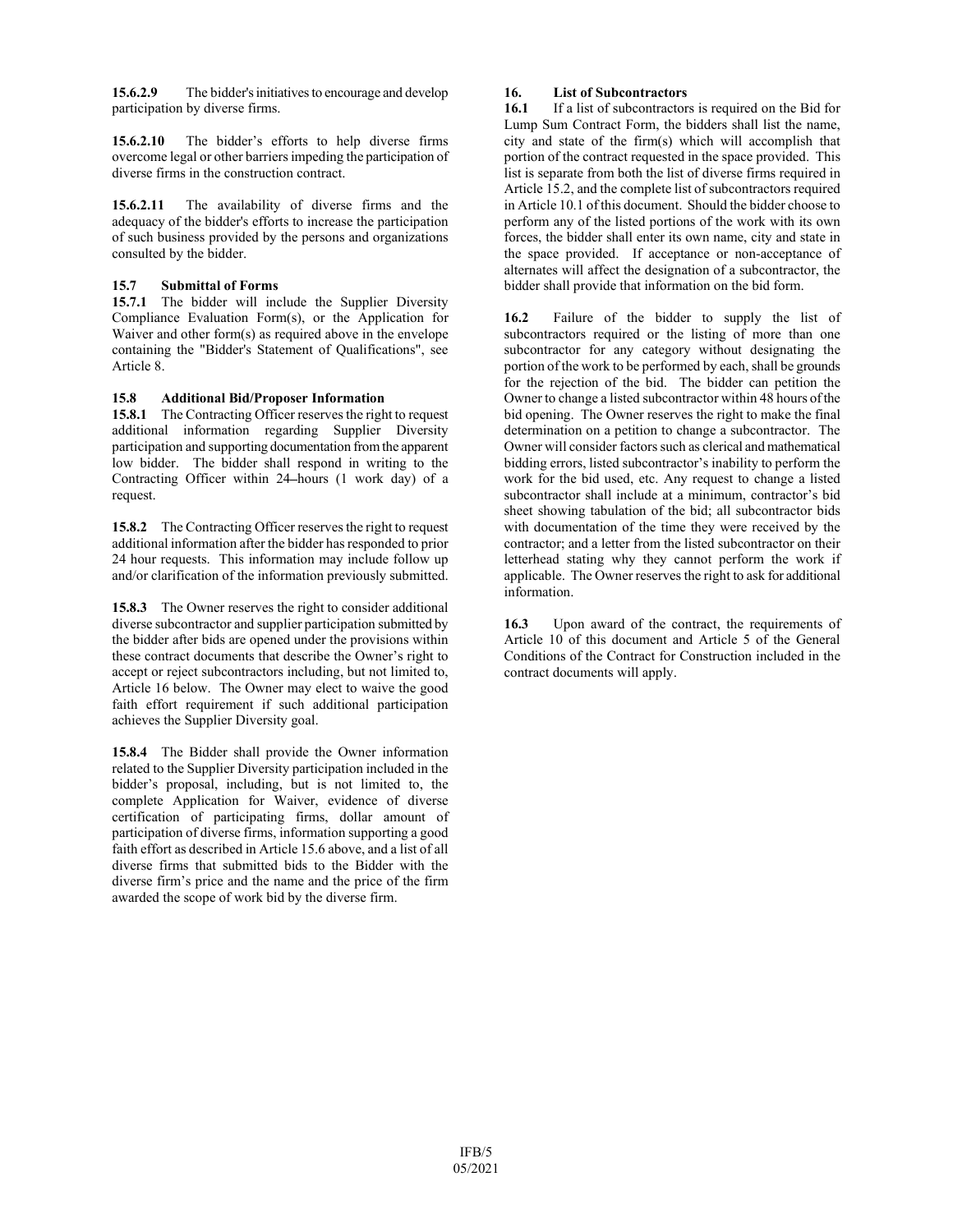**15.6.2.9** The bidder's initiatives to encourage and develop participation by diverse firms.

**15.6.2.10** The bidder's efforts to help diverse firms overcome legal or other barriers impeding the participation of diverse firms in the construction contract.

**15.6.2.11** The availability of diverse firms and the adequacy of the bidder's efforts to increase the participation of such business provided by the persons and organizations consulted by the bidder.

**15.7 Submittal of Forms**

**15.7.1** The bidder will include the Supplier Diversity Compliance Evaluation Form(s), or the Application for Waiver and other form(s) as required above in the envelope containing the "Bidder's Statement of Qualifications", see Article 8.

**15.8 Additional Bid/Proposer Information**

**15.8.1** The Contracting Officer reserves the right to request additional information regarding Supplier Diversity participation and supporting documentation from the apparent low bidder. The bidder shall respond in writing to the Contracting Officer within 24–hours (1 work day) of a request.

**15.8.2** The Contracting Officer reserves the right to request additional information after the bidder has responded to prior 24 hour requests. This information may include follow up and/or clarification of the information previously submitted.

**15.8.3** The Owner reserves the right to consider additional diverse subcontractor and supplier participation submitted by the bidder after bids are opened under the provisions within these contract documents that describe the Owner's right to accept or reject subcontractors including, but not limited to, Article 16 below. The Owner may elect to waive the good faith effort requirement if such additional participation achieves the Supplier Diversity goal.

**15.8.4** The Bidder shall provide the Owner information related to the Supplier Diversity participation included in the bidder's proposal, including, but is not limited to, the complete Application for Waiver, evidence of diverse certification of participating firms, dollar amount of participation of diverse firms, information supporting a good faith effort as described in Article 15.6 above, and a list of all diverse firms that submitted bids to the Bidder with the diverse firm's price and the name and the price of the firm awarded the scope of work bid by the diverse firm.

**16. List of Subcontractors**

**16.1** If a list of subcontractors is required on the Bid for Lump Sum Contract Form, the bidders shall list the name, city and state of the firm(s) which will accomplish that portion of the contract requested in the space provided. This list is separate from both the list of diverse firms required in Article 15.2, and the complete list of subcontractors required in Article 10.1 of this document. Should the bidder choose to perform any of the listed portions of the work with its own forces, the bidder shall enter its own name, city and state in the space provided. If acceptance or non-acceptance of alternates will affect the designation of a subcontractor, the bidder shall provide that information on the bid form.

**16.2** Failure of the bidder to supply the list of subcontractors required or the listing of more than one subcontractor for any category without designating the portion of the work to be performed by each, shall be grounds for the rejection of the bid. The bidder can petition the Owner to change a listed subcontractor within 48 hours of the bid opening. The Owner reserves the right to make the final determination on a petition to change a subcontractor. The Owner will consider factors such as clerical and mathematical bidding errors, listed subcontractor's inability to perform the work for the bid used, etc. Any request to change a listed subcontractor shall include at a minimum, contractor's bid sheet showing tabulation of the bid; all subcontractor bids with documentation of the time they were received by the contractor; and a letter from the listed subcontractor on their letterhead stating why they cannot perform the work if applicable. The Owner reserves the right to ask for additional information.

**16.3** Upon award of the contract, the requirements of Article 10 of this document and Article 5 of the General Conditions of the Contract for Construction included in the contract documents will apply.